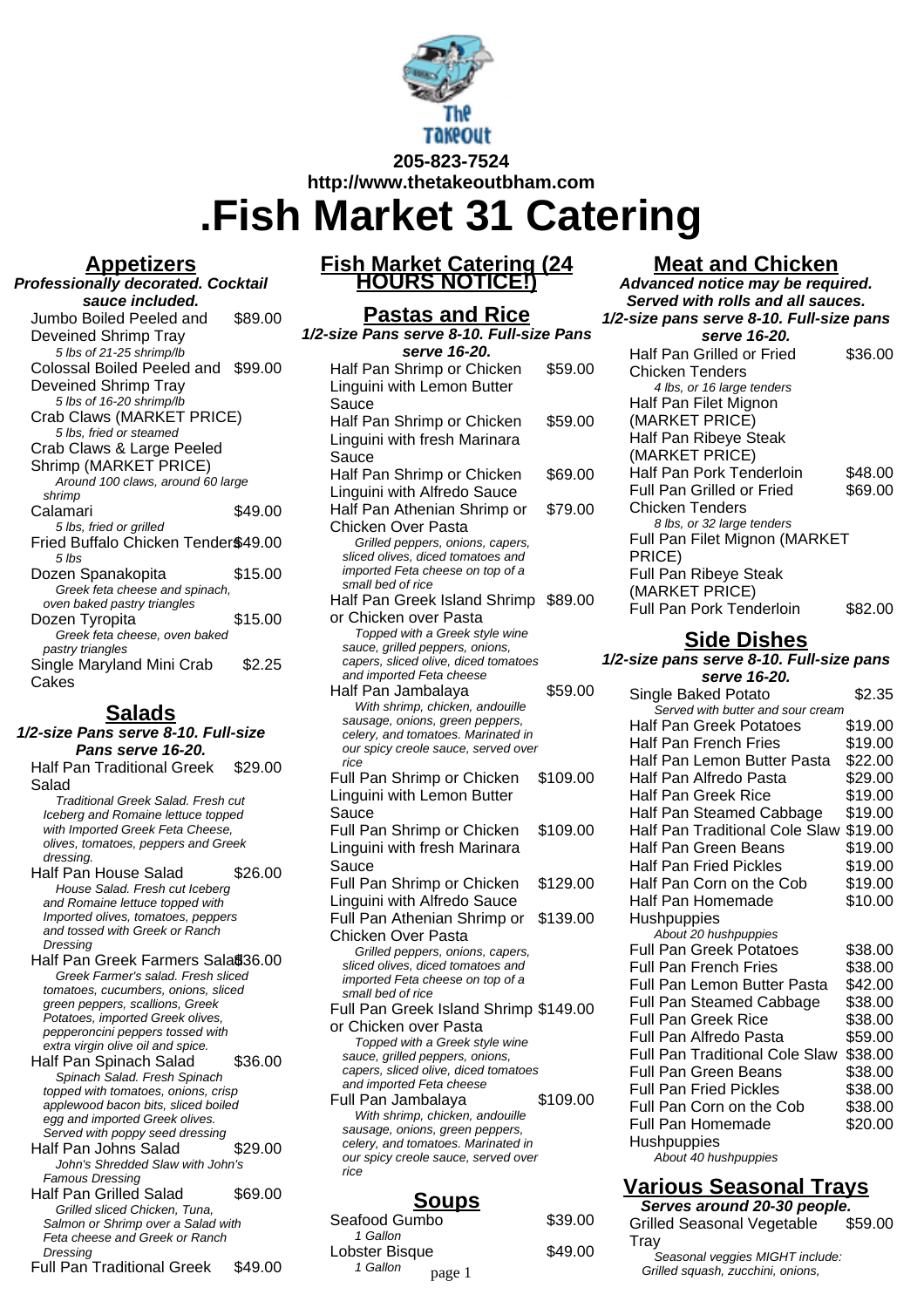205-823-7524

http://www.thetakeoutbham.com

# .Fish Market 31 Catering

## Appetizers

***Professionally decorated. Cocktail sauce included.***

| Item | Price |
|---|---|
| Jumbo Boiled Peeled and Deveined Shrimp Tray<br>*5 lbs of 21-25 shrimp/lb* | $89.00 |
| Colossal Boiled Peeled and Deveined Shrimp Tray<br>*5 lbs of 16-20 shrimp/lb* | $99.00 |
| Crab Claws (MARKET PRICE)<br>*5 lbs, fried or steamed* | |
| Crab Claws & Large Peeled Shrimp (MARKET PRICE)<br>*Around 100 claws, around 60 large shrimp* | |
| Calamari<br>*5 lbs, fried or grilled* | $49.00 |
| Fried Buffalo Chicken Tenders<br>*5 lbs* | $49.00 |
| Dozen Spanakopita<br>*Greek feta cheese and spinach, oven baked pastry triangles* | $15.00 |
| Dozen Tyropita<br>*Greek feta cheese, oven baked pastry triangles* | $15.00 |
| Single Maryland Mini Crab Cakes | $2.25 |

## Salads

***1/2-size Pans serve 8-10. Full-size Pans serve 16-20.***

| Item | Price |
|---|---|
| Half Pan Traditional Greek Salad<br>*Traditional Greek Salad. Fresh cut Iceberg and Romaine lettuce topped with Imported Greek Feta Cheese, olives, tomatoes, peppers and Greek dressing.* | $29.00 |
| Half Pan House Salad<br>*House Salad. Fresh cut Iceberg and Romaine lettuce topped with Imported olives, tomatoes, peppers and tossed with Greek or Ranch Dressing* | $26.00 |
| Half Pan Greek Farmers Salad<br>*Greek Farmer's salad. Fresh sliced tomatoes, cucumbers, onions, sliced green peppers, scallions, Greek Potatoes, imported Greek olives, pepperoncini peppers tossed with extra virgin olive oil and spice.* | $36.00 |
| Half Pan Spinach Salad<br>*Spinach Salad. Fresh Spinach topped with tomatoes, onions, crisp applewood bacon bits, sliced boiled egg and imported Greek olives. Served with poppy seed dressing* | $36.00 |
| Half Pan Johns Salad<br>*John's Shredded Slaw with John's Famous Dressing* | $29.00 |
| Half Pan Grilled Salad<br>*Grilled sliced Chicken, Tuna, Salmon or Shrimp over a Salad with Feta cheese and Greek or Ranch Dressing* | $69.00 |
| Full Pan Traditional Greek | $49.00 |

## Fish Market Catering (24 HOURS NOTICE!)

## Pastas and Rice

***1/2-size Pans serve 8-10. Full-size Pans serve 16-20.***

| Item | Price |
|---|---|
| Half Pan Shrimp or Chicken Linguini with Lemon Butter Sauce | $59.00 |
| Half Pan Shrimp or Chicken Linguini with fresh Marinara Sauce | $59.00 |
| Half Pan Shrimp or Chicken Linguini with Alfredo Sauce | $69.00 |
| Half Pan Athenian Shrimp or Chicken Over Pasta<br>*Grilled peppers, onions, capers, sliced olives, diced tomatoes and imported Feta cheese on top of a small bed of rice* | $79.00 |
| Half Pan Greek Island Shrimp or Chicken over Pasta<br>*Topped with a Greek style wine sauce, grilled peppers, onions, capers, sliced olive, diced tomatoes and imported Feta cheese* | $89.00 |
| Half Pan Jambalaya<br>*With shrimp, chicken, andouille sausage, onions, green peppers, celery, and tomatoes. Marinated in our spicy creole sauce, served over rice* | $59.00 |
| Full Pan Shrimp or Chicken Linguini with Lemon Butter Sauce | $109.00 |
| Full Pan Shrimp or Chicken Linguini with fresh Marinara Sauce | $109.00 |
| Full Pan Shrimp or Chicken Linguini with Alfredo Sauce | $129.00 |
| Full Pan Athenian Shrimp or Chicken Over Pasta<br>*Grilled peppers, onions, capers, sliced olives, diced tomatoes and imported Feta cheese on top of a small bed of rice* | $139.00 |
| Full Pan Greek Island Shrimp or Chicken over Pasta<br>*Topped with a Greek style wine sauce, grilled peppers, onions, capers, sliced olive, diced tomatoes and imported Feta cheese* | $149.00 |
| Full Pan Jambalaya<br>*With shrimp, chicken, andouille sausage, onions, green peppers, celery, and tomatoes. Marinated in our spicy creole sauce, served over rice* | $109.00 |

## Soups

| Item | Price |
|---|---|
| Seafood Gumbo<br>*1 Gallon* | $39.00 |
| Lobster Bisque<br>*1 Gallon* | $49.00 |

## Meat and Chicken

***Advanced notice may be required. Served with rolls and all sauces. 1/2-size pans serve 8-10. Full-size pans serve 16-20.***

| Item | Price |
|---|---|
| Half Pan Grilled or Fried Chicken Tenders<br>*4 lbs, or 16 large tenders* | $36.00 |
| Half Pan Filet Mignon (MARKET PRICE) | |
| Half Pan Ribeye Steak (MARKET PRICE) | |
| Half Pan Pork Tenderloin | $48.00 |
| Full Pan Grilled or Fried Chicken Tenders<br>*8 lbs, or 32 large tenders* | $69.00 |
| Full Pan Filet Mignon (MARKET PRICE) | |
| Full Pan Ribeye Steak (MARKET PRICE) | |
| Full Pan Pork Tenderloin | $82.00 |

## Side Dishes

***1/2-size pans serve 8-10. Full-size pans serve 16-20.***

| Item | Price |
|---|---|
| Single Baked Potato<br>*Served with butter and sour cream* | $2.35 |
| Half Pan Greek Potatoes | $19.00 |
| Half Pan French Fries | $19.00 |
| Half Pan Lemon Butter Pasta | $22.00 |
| Half Pan Alfredo Pasta | $29.00 |
| Half Pan Greek Rice | $19.00 |
| Half Pan Steamed Cabbage | $19.00 |
| Half Pan Traditional Cole Slaw | $19.00 |
| Half Pan Green Beans | $19.00 |
| Half Pan Fried Pickles | $19.00 |
| Half Pan Corn on the Cob | $19.00 |
| Half Pan Homemade Hushpuppies<br>*About 20 hushpuppies* | $10.00 |
| Full Pan Greek Potatoes | $38.00 |
| Full Pan French Fries | $38.00 |
| Full Pan Lemon Butter Pasta | $42.00 |
| Full Pan Steamed Cabbage | $38.00 |
| Full Pan Greek Rice | $38.00 |
| Full Pan Alfredo Pasta | $59.00 |
| Full Pan Traditional Cole Slaw | $38.00 |
| Full Pan Green Beans | $38.00 |
| Full Pan Fried Pickles | $38.00 |
| Full Pan Corn on the Cob | $38.00 |
| Full Pan Homemade Hushpuppies<br>*About 40 hushpuppies* | $20.00 |

## Various Seasonal Trays

***Serves around 20-30 people.***

| Item | Price |
|---|---|
| Grilled Seasonal Vegetable Tray<br>*Seasonal veggies MIGHT include: Grilled squash, zucchini, onions,* | $59.00 |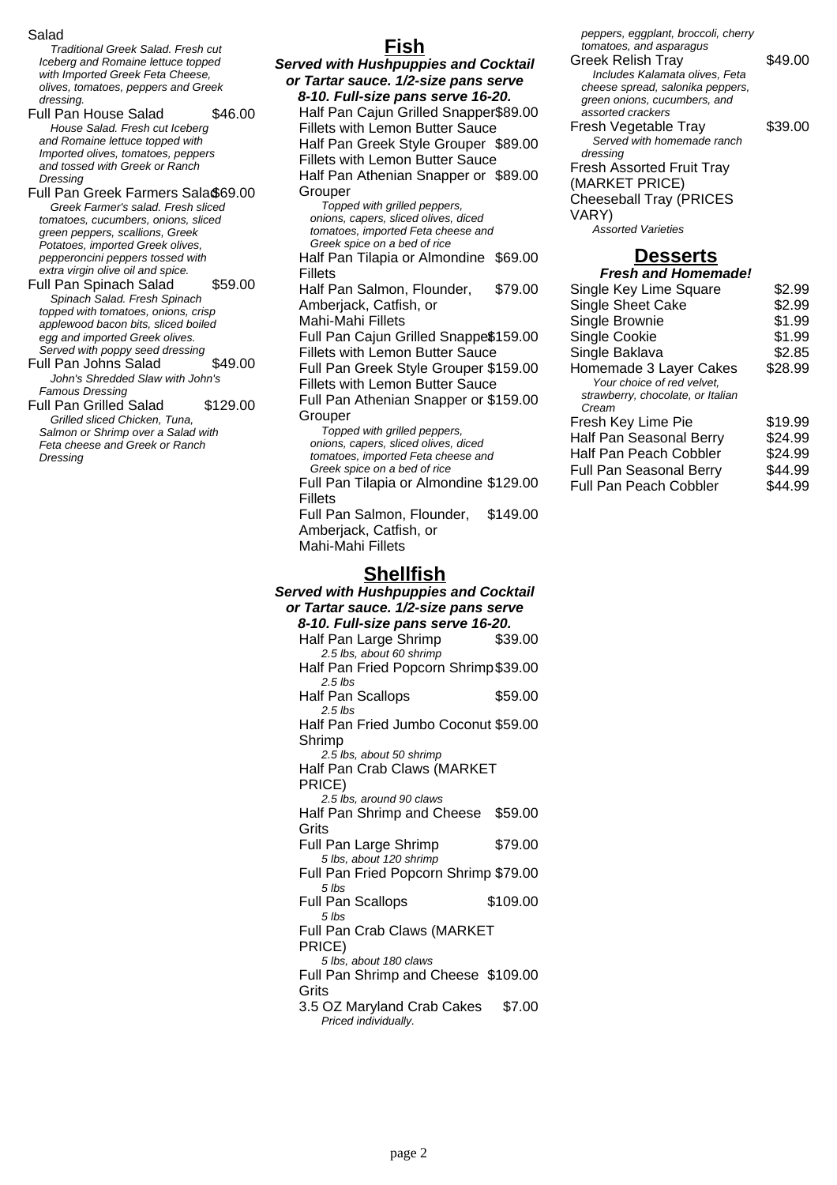Salad

*Traditional Greek Salad. Fresh cut Iceberg and Romaine lettuce topped with Imported Greek Feta Cheese, olives, tomatoes, peppers and Greek dressing.*

Full Pan House Salad $46.00

*House Salad. Fresh cut Iceberg and Romaine lettuce topped with Imported olives, tomatoes, peppers and tossed with Greek or Ranch Dressing*

Full Pan Greek Farmers Salad $69.00

*Greek Farmer's salad. Fresh sliced tomatoes, cucumbers, onions, sliced green peppers, scallions, Greek Potatoes, imported Greek olives, pepperoncini peppers tossed with extra virgin olive oil and spice.*

Full Pan Spinach Salad $59.00

*Spinach Salad. Fresh Spinach topped with tomatoes, onions, crisp applewood bacon bits, sliced boiled egg and imported Greek olives. Served with poppy seed dressing*

Full Pan Johns Salad $49.00

*John's Shredded Slaw with John's Famous Dressing*

Full Pan Grilled Salad $129.00

*Grilled sliced Chicken, Tuna, Salmon or Shrimp over a Salad with Feta cheese and Greek or Ranch Dressing*

## Fish

***Served with Hushpuppies and Cocktail or Tartar sauce. 1/2-size pans serve 8-10. Full-size pans serve 16-20.***

Half Pan Cajun Grilled Snapper Fillets with Lemon Butter Sauce $89.00

Half Pan Greek Style Grouper Fillets with Lemon Butter Sauce $89.00

Half Pan Athenian Snapper or Grouper $89.00

*Topped with grilled peppers, onions, capers, sliced olives, diced tomatoes, imported Feta cheese and Greek spice on a bed of rice*

Half Pan Tilapia or Almondine Fillets $69.00

Half Pan Salmon, Flounder, Amberjack, Catfish, or Mahi-Mahi Fillets $79.00

Full Pan Cajun Grilled Snapper Fillets with Lemon Butter Sauce $159.00

Full Pan Greek Style Grouper Fillets with Lemon Butter Sauce $159.00

Full Pan Athenian Snapper or Grouper $159.00

*Topped with grilled peppers, onions, capers, sliced olives, diced tomatoes, imported Feta cheese and Greek spice on a bed of rice*

Full Pan Tilapia or Almondine Fillets $129.00

Full Pan Salmon, Flounder, Amberjack, Catfish, or Mahi-Mahi Fillets $149.00

## Shellfish

***Served with Hushpuppies and Cocktail or Tartar sauce. 1/2-size pans serve 8-10. Full-size pans serve 16-20.***

Half Pan Large Shrimp $39.00

*2.5 lbs, about 60 shrimp*

Half Pan Fried Popcorn Shrimp $39.00

*2.5 lbs*

Half Pan Scallops $59.00

*2.5 lbs*

Half Pan Fried Jumbo Coconut Shrimp $59.00

*2.5 lbs, about 50 shrimp*

Half Pan Crab Claws (MARKET PRICE)

*2.5 lbs, around 90 claws*

Half Pan Shrimp and Cheese Grits $59.00

Full Pan Large Shrimp $79.00

*5 lbs, about 120 shrimp*

Full Pan Fried Popcorn Shrimp $79.00

*5 lbs*

Full Pan Scallops $109.00

*5 lbs*

Full Pan Crab Claws (MARKET PRICE)

*5 lbs, about 180 claws*

Full Pan Shrimp and Cheese Grits $109.00

3.5 OZ Maryland Crab Cakes $7.00

*Priced individually.*

*peppers, eggplant, broccoli, cherry tomatoes, and asparagus*

Greek Relish Tray $49.00

*Includes Kalamata olives, Feta cheese spread, salonika peppers, green onions, cucumbers, and assorted crackers*

Fresh Vegetable Tray $39.00

*Served with homemade ranch dressing*

Fresh Assorted Fruit Tray (MARKET PRICE)

Cheeseball Tray (PRICES VARY)

*Assorted Varieties*

## Desserts

***Fresh and Homemade!***

Single Key Lime Square $2.99

Single Sheet Cake $2.99

Single Brownie $1.99

Single Cookie $1.99

Single Baklava $2.85

Homemade 3 Layer Cakes $28.99

*Your choice of red velvet, strawberry, chocolate, or Italian Cream*

Fresh Key Lime Pie $19.99

Half Pan Seasonal Berry $24.99

Half Pan Peach Cobbler $24.99

Full Pan Seasonal Berry $44.99

Full Pan Peach Cobbler $44.99